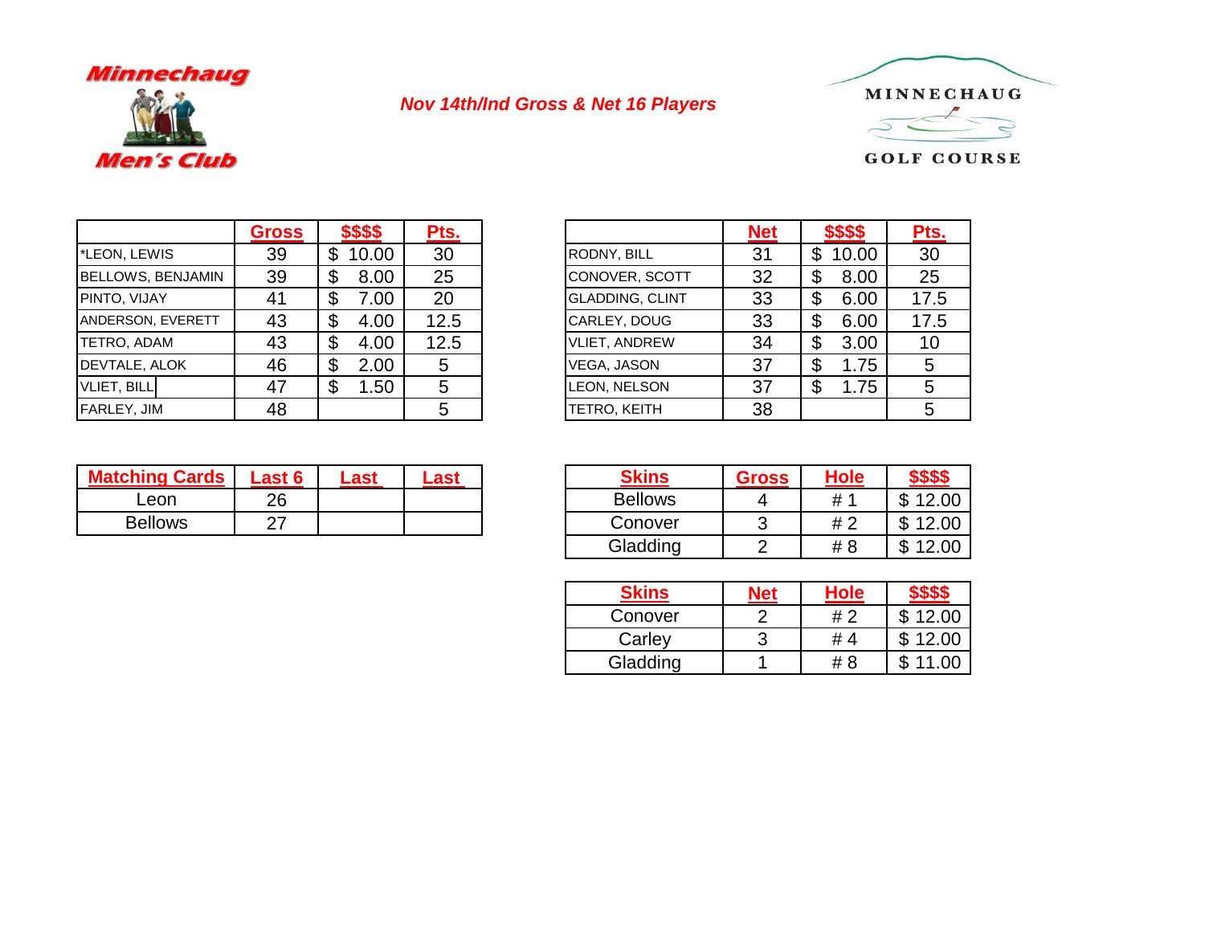Minnechaug Men's Club

*Nov 14th/Ind Gross & Net 16 Players*

MINNECHAUG GOLF COURSE

| | Gross | $$$$ | Pts. |
|---|---|---|---|
| *LEON, LEWIS | 39 | $ 10.00 | 30 |
| BELLOWS, BENJAMIN | 39 | $ 8.00 | 25 |
| PINTO, VIJAY | 41 | $ 7.00 | 20 |
| ANDERSON, EVERETT | 43 | $ 4.00 | 12.5 |
| TETRO, ADAM | 43 | $ 4.00 | 12.5 |
| DEVTALE, ALOK | 46 | $ 2.00 | 5 |
| VLIET, BILL | 47 | $ 1.50 | 5 |
| FARLEY, JIM | 48 | | 5 |

| | Net | $$$$ | Pts. |
|---|---|---|---|
| RODNY, BILL | 31 | $ 10.00 | 30 |
| CONOVER, SCOTT | 32 | $ 8.00 | 25 |
| GLADDING, CLINT | 33 | $ 6.00 | 17.5 |
| CARLEY, DOUG | 33 | $ 6.00 | 17.5 |
| VLIET, ANDREW | 34 | $ 3.00 | 10 |
| VEGA, JASON | 37 | $ 1.75 | 5 |
| LEON, NELSON | 37 | $ 1.75 | 5 |
| TETRO, KEITH | 38 | | 5 |

| Matching Cards | Last 6 | Last | Last |
|---|---|---|---|
| Leon | 26 | | |
| Bellows | 27 | | |

| Skins | Gross | Hole | $$$$ |
|---|---|---|---|
| Bellows | 4 | # 1 | $ 12.00 |
| Conover | 3 | # 2 | $ 12.00 |
| Gladding | 2 | # 8 | $ 12.00 |

| Skins | Net | Hole | $$$$ |
|---|---|---|---|
| Conover | 2 | # 2 | $ 12.00 |
| Carley | 3 | # 4 | $ 12.00 |
| Gladding | 1 | # 8 | $ 11.00 |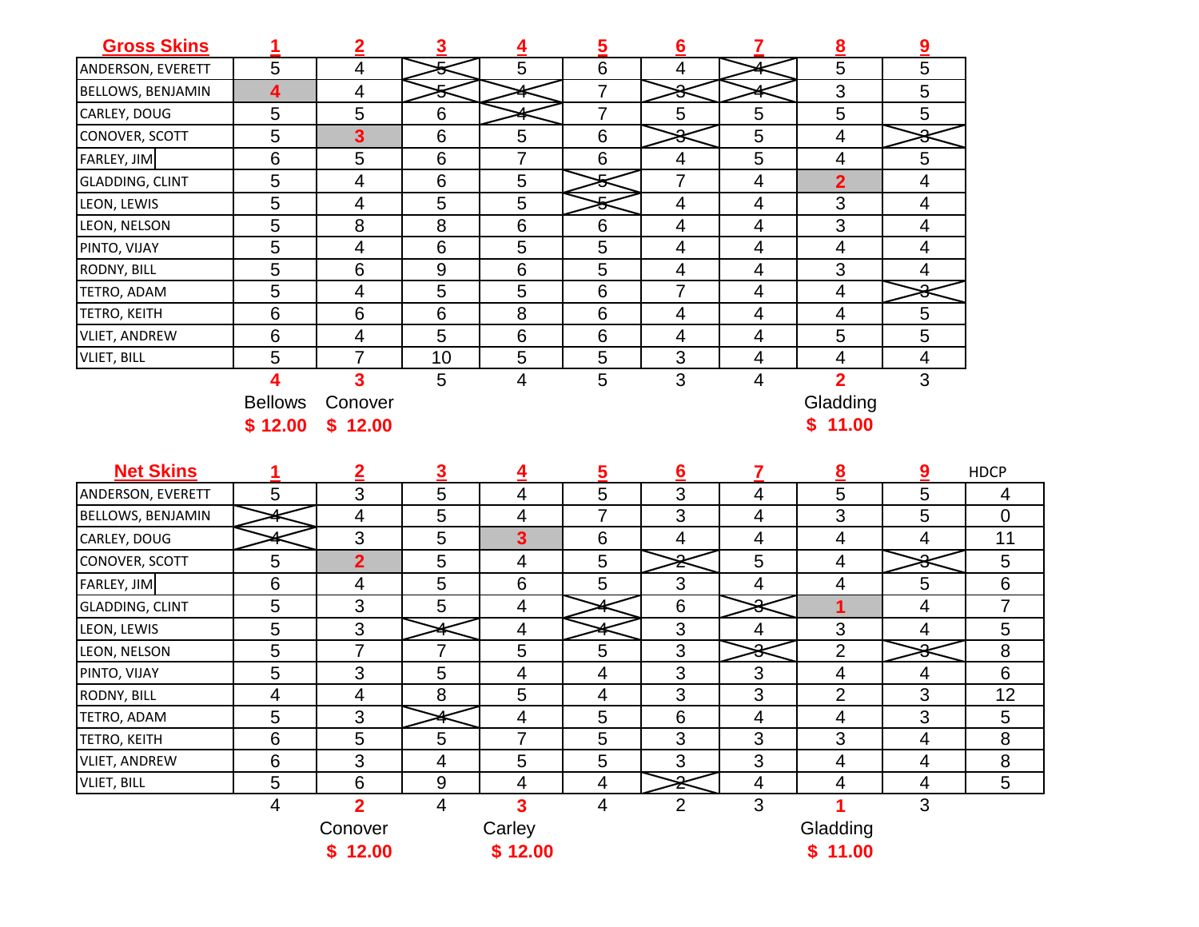## Gross Skins

| Gross Skins | 1 | 2 | 3 | 4 | 5 | 6 | 7 | 8 | 9 |
|---|---|---|---|---|---|---|---|---|---|
| ANDERSON, EVERETT | 5 | 4 | 5 | 5 | 6 | 4 | 4 | 5 | 5 |
| BELLOWS, BENJAMIN | 4 | 4 | 5 | 4 | 7 | 3 | 4 | 3 | 5 |
| CARLEY, DOUG | 5 | 5 | 6 | 4 | 7 | 5 | 5 | 5 | 5 |
| CONOVER, SCOTT | 5 | 3 | 6 | 5 | 6 | 3 | 5 | 4 | 3 |
| FARLEY, JIM | 6 | 5 | 6 | 7 | 6 | 4 | 5 | 4 | 5 |
| GLADDING, CLINT | 5 | 4 | 6 | 5 | 5 | 7 | 4 | 2 | 4 |
| LEON, LEWIS | 5 | 4 | 5 | 5 | 5 | 4 | 4 | 3 | 4 |
| LEON, NELSON | 5 | 8 | 8 | 6 | 6 | 4 | 4 | 3 | 4 |
| PINTO, VIJAY | 5 | 4 | 6 | 5 | 5 | 4 | 4 | 4 | 4 |
| RODNY, BILL | 5 | 6 | 9 | 6 | 5 | 4 | 4 | 3 | 4 |
| TETRO, ADAM | 5 | 4 | 5 | 5 | 6 | 7 | 4 | 4 | 3 |
| TETRO, KEITH | 6 | 6 | 6 | 8 | 6 | 4 | 4 | 4 | 5 |
| VLIET, ANDREW | 6 | 4 | 5 | 6 | 6 | 4 | 4 | 5 | 5 |
| VLIET, BILL | 5 | 7 | 10 | 5 | 5 | 3 | 4 | 4 | 4 |
| | 4 | 3 | 5 | 4 | 5 | 3 | 4 | 2 | 3 |
| | Bellows | Conover | | | | | | Gladding | |
| | $ 12.00 | $ 12.00 | | | | | | $ 11.00 | |

## Net Skins

| Net Skins | 1 | 2 | 3 | 4 | 5 | 6 | 7 | 8 | 9 | HDCP |
|---|---|---|---|---|---|---|---|---|---|---|
| ANDERSON, EVERETT | 5 | 3 | 5 | 4 | 5 | 3 | 4 | 5 | 5 | 4 |
| BELLOWS, BENJAMIN | 4 | 4 | 5 | 4 | 7 | 3 | 4 | 3 | 5 | 0 |
| CARLEY, DOUG | 4 | 3 | 5 | 3 | 6 | 4 | 4 | 4 | 4 | 11 |
| CONOVER, SCOTT | 5 | 2 | 5 | 4 | 5 | 2 | 5 | 4 | 3 | 5 |
| FARLEY, JIM | 6 | 4 | 5 | 6 | 5 | 3 | 4 | 4 | 5 | 6 |
| GLADDING, CLINT | 5 | 3 | 5 | 4 | 4 | 6 | 3 | 1 | 4 | 7 |
| LEON, LEWIS | 5 | 3 | 4 | 4 | 4 | 3 | 4 | 3 | 4 | 5 |
| LEON, NELSON | 5 | 7 | 7 | 5 | 5 | 3 | 3 | 2 | 3 | 8 |
| PINTO, VIJAY | 5 | 3 | 5 | 4 | 4 | 3 | 3 | 4 | 4 | 6 |
| RODNY, BILL | 4 | 4 | 8 | 5 | 4 | 3 | 3 | 2 | 3 | 12 |
| TETRO, ADAM | 5 | 3 | 4 | 4 | 5 | 6 | 4 | 4 | 3 | 5 |
| TETRO, KEITH | 6 | 5 | 5 | 7 | 5 | 3 | 3 | 3 | 4 | 8 |
| VLIET, ANDREW | 6 | 3 | 4 | 5 | 5 | 3 | 3 | 4 | 4 | 8 |
| VLIET, BILL | 5 | 6 | 9 | 4 | 4 | 2 | 4 | 4 | 4 | 5 |
| | 4 | 2 | 4 | 3 | 4 | 2 | 3 | 1 | 3 | |
| | | Conover | | Carley | | | | Gladding | | |
| | | $ 12.00 | | $ 12.00 | | | | $ 11.00 | | |